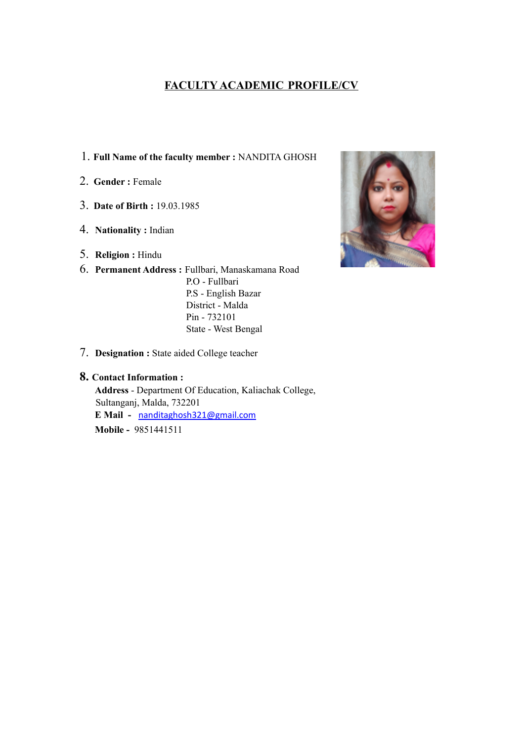# FACULTY ACADEMIC PROFILE/CV

1. **Full Name of the faculty member :** NANDITA GHOSH
2. **Gender :** Female
3. **Date of Birth :** 19.03.1985
4. **Nationality :** Indian
5. **Religion :** Hindu
6. **Permanent Address :** Fullbari, Manaskamana Road
   P.O - Fullbari
   P.S - English Bazar
   District - Malda
   Pin - 732101
   State - West Bengal
7. **Designation :** State aided College teacher
8. **Contact Information :**
   **Address** - Department Of Education, Kaliachak College, Sultanganj, Malda, 732201
   **E Mail -** nanditaghosh321@gmail.com
   **Mobile -** 9851441511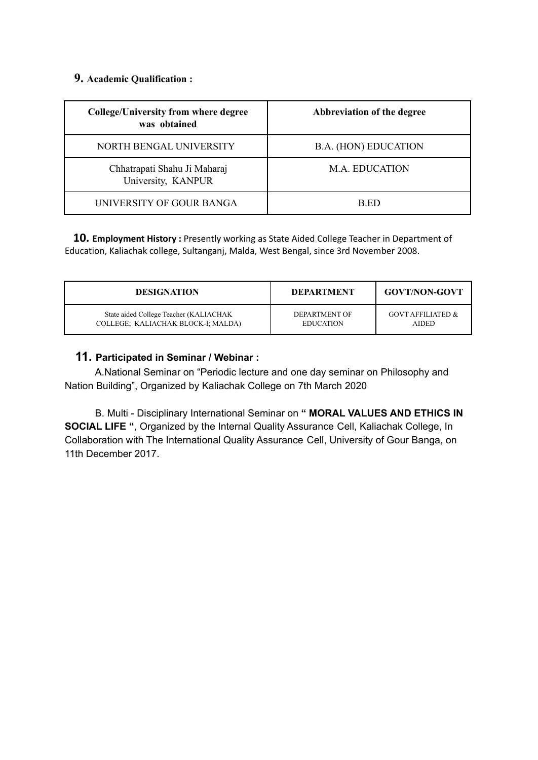**9. Academic Qualification :**

| College/University from where degree was obtained | Abbreviation of the degree |
|---|---|
| NORTH BENGAL UNIVERSITY | B.A. (HON) EDUCATION |
| Chhatrapati Shahu Ji Maharaj University, KANPUR | M.A. EDUCATION |
| UNIVERSITY OF GOUR BANGA | B.ED |

**10. Employment History :** Presently working as State Aided College Teacher in Department of Education, Kaliachak college, Sultanganj, Malda, West Bengal, since 3rd November 2008.

| DESIGNATION | DEPARTMENT | GOVT/NON-GOVT |
|---|---|---|
| State aided College Teacher (KALIACHAK COLLEGE; KALIACHAK BLOCK-I; MALDA) | DEPARTMENT OF EDUCATION | GOVT AFFILIATED & AIDED |

**11. Participated in Seminar / Webinar :**

A.National Seminar on "Periodic lecture and one day seminar on Philosophy and Nation Building", Organized by Kaliachak College on 7th March 2020

B. Multi - Disciplinary International Seminar on **" MORAL VALUES AND ETHICS IN SOCIAL LIFE "**, Organized by the Internal Quality Assurance Cell, Kaliachak College, In Collaboration with The International Quality Assurance Cell, University of Gour Banga, on 11th December 2017.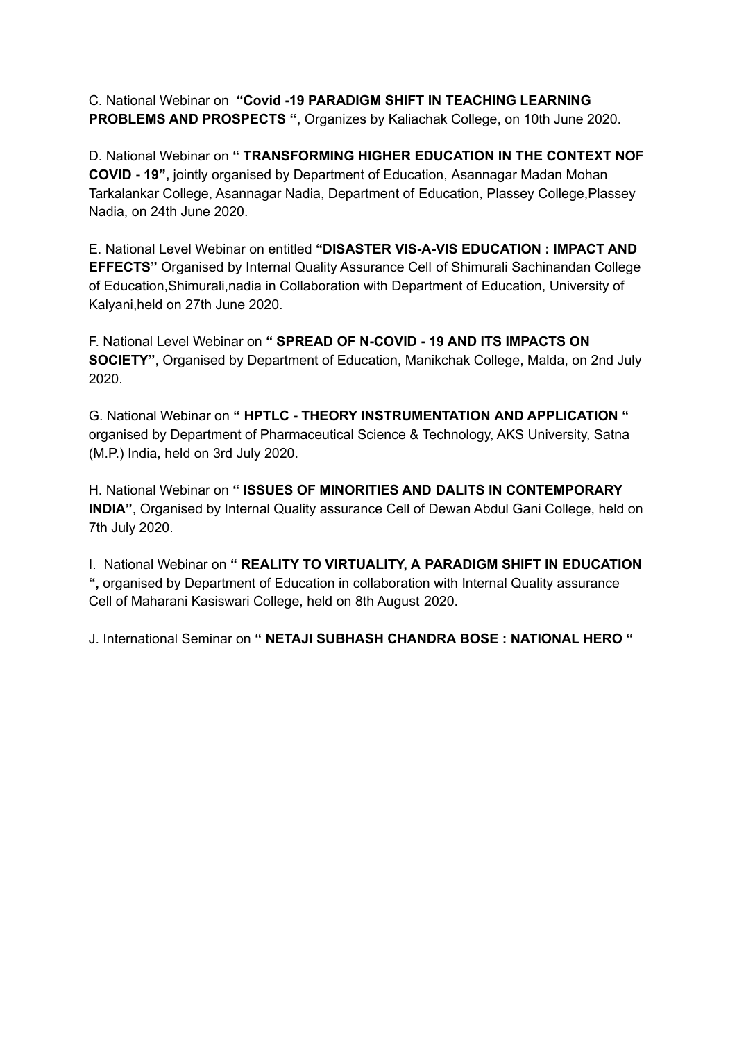C. National Webinar on **"Covid -19 PARADIGM SHIFT IN TEACHING LEARNING PROBLEMS AND PROSPECTS "**, Organizes by Kaliachak College, on 10th June 2020.

D. National Webinar on **" TRANSFORMING HIGHER EDUCATION IN THE CONTEXT NOF COVID - 19",** jointly organised by Department of Education, Asannagar Madan Mohan Tarkalankar College, Asannagar Nadia, Department of Education, Plassey College,Plassey Nadia, on 24th June 2020.

E. National Level Webinar on entitled **"DISASTER VIS-A-VIS EDUCATION : IMPACT AND EFFECTS"** Organised by Internal Quality Assurance Cell of Shimurali Sachinandan College of Education,Shimurali,nadia in Collaboration with Department of Education, University of Kalyani,held on 27th June 2020.

F. National Level Webinar on **" SPREAD OF N-COVID - 19 AND ITS IMPACTS ON SOCIETY"**, Organised by Department of Education, Manikchak College, Malda, on 2nd July 2020.

G. National Webinar on **" HPTLC - THEORY INSTRUMENTATION AND APPLICATION "** organised by Department of Pharmaceutical Science & Technology, AKS University, Satna (M.P.) India, held on 3rd July 2020.

H. National Webinar on **" ISSUES OF MINORITIES AND DALITS IN CONTEMPORARY INDIA"**, Organised by Internal Quality assurance Cell of Dewan Abdul Gani College, held on 7th July 2020.

I. National Webinar on **" REALITY TO VIRTUALITY, A PARADIGM SHIFT IN EDUCATION ",** organised by Department of Education in collaboration with Internal Quality assurance Cell of Maharani Kasiswari College, held on 8th August 2020.

J. International Seminar on **" NETAJI SUBHASH CHANDRA BOSE : NATIONAL HERO "**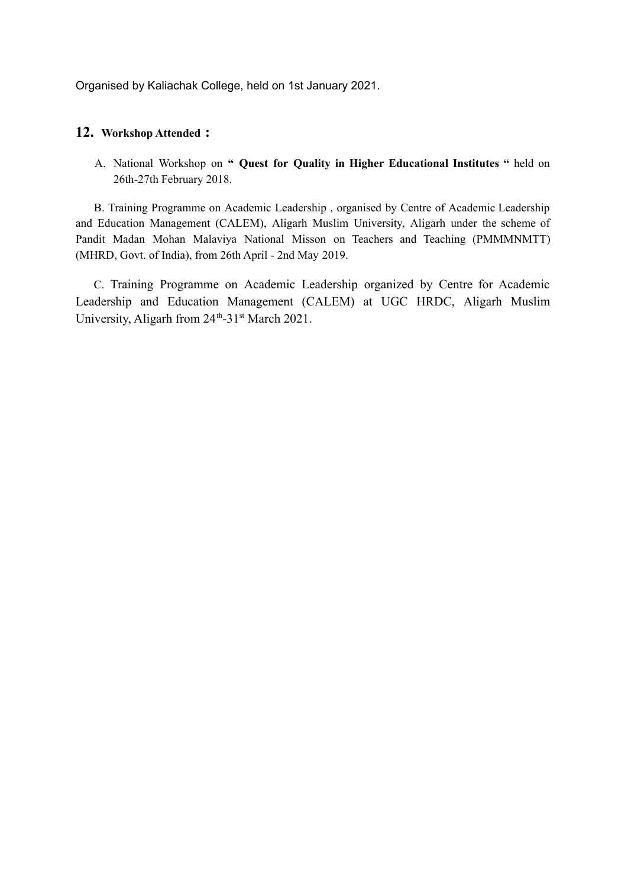Organised by Kaliachak College, held on 1st January 2021.

## 12. Workshop Attended :

A. National Workshop on **" Quest for Quality in Higher Educational Institutes "** held on 26th-27th February 2018.

B. Training Programme on Academic Leadership , organised by Centre of Academic Leadership and Education Management (CALEM), Aligarh Muslim University, Aligarh under the scheme of Pandit Madan Mohan Malaviya National Misson on Teachers and Teaching (PMMMNMTT) (MHRD, Govt. of India), from 26th April - 2nd May 2019.

C. Training Programme on Academic Leadership organized by Centre for Academic Leadership and Education Management (CALEM) at UGC HRDC, Aligarh Muslim University, Aligarh from 24th-31st March 2021.